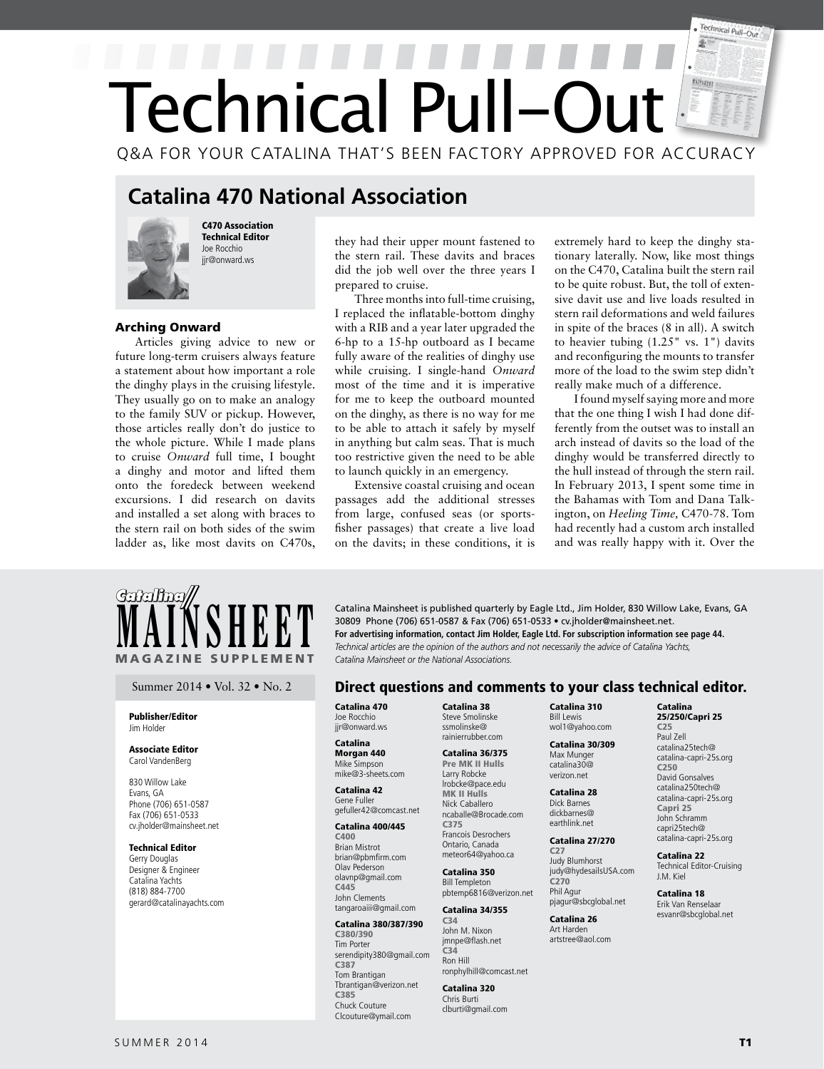# Technical Pull–Out

Q&A FOR YOUR CATALINA THAT'S BEEN FACTORY APPROVED FOR ACCURACY

## Catalina 470 National Association

**C470 Association Technical Editor**
Joe Rocchio
jjr@onward.ws

### Arching Onward

Articles giving advice to new or future long-term cruisers always feature a statement about how important a role the dinghy plays in the cruising lifestyle. They usually go on to make an analogy to the family SUV or pickup. However, those articles really don't do justice to the whole picture. While I made plans to cruise *Onward* full time, I bought a dinghy and motor and lifted them onto the foredeck between weekend excursions. I did research on davits and installed a set along with braces to the stern rail on both sides of the swim ladder as, like most davits on C470s, they had their upper mount fastened to the stern rail. These davits and braces did the job well over the three years I prepared to cruise.

Three months into full-time cruising, I replaced the inflatable-bottom dinghy with a RIB and a year later upgraded the 6-hp to a 15-hp outboard as I became fully aware of the realities of dinghy use while cruising. I single-hand *Onward* most of the time and it is imperative for me to keep the outboard mounted on the dinghy, as there is no way for me to be able to attach it safely by myself in anything but calm seas. That is much too restrictive given the need to be able to launch quickly in an emergency.

Extensive coastal cruising and ocean passages add the additional stresses from large, confused seas (or sportsfisher passages) that create a live load on the davits; in these conditions, it is extremely hard to keep the dinghy stationary laterally. Now, like most things on the C470, Catalina built the stern rail to be quite robust. But, the toll of extensive davit use and live loads resulted in stern rail deformations and weld failures in spite of the braces (8 in all). A switch to heavier tubing (1.25" vs. 1") davits and reconfiguring the mounts to transfer more of the load to the swim step didn't really make much of a difference.

I found myself saying more and more that the one thing I wish I had done differently from the outset was to install an arch instead of davits so the load of the dinghy would be transferred directly to the hull instead of through the stern rail. In February 2013, I spent some time in the Bahamas with Tom and Dana Talkington, on *Heeling Time*, C470-78. Tom had recently had a custom arch installed and was really happy with it. Over the

---

**Catalina MAINSHEET MAGAZINE SUPPLEMENT**

Summer 2014 • Vol. 32 • No. 2

**Publisher/Editor**
Jim Holder

**Associate Editor**
Carol VandenBerg

830 Willow Lake
Evans, GA
Phone (706) 651-0587
Fax (706) 651-0533
cv.jholder@mainsheet.net

**Technical Editor**
Gerry Douglas
Designer & Engineer
Catalina Yachts
(818) 884-7700
gerard@catalinayachts.com

Catalina Mainsheet is published quarterly by Eagle Ltd., Jim Holder, 830 Willow Lake, Evans, GA 30809 Phone (706) 651-0587 & Fax (706) 651-0533 • cv.jholder@mainsheet.net.
**For advertising information, contact Jim Holder, Eagle Ltd. For subscription information see page 44.**
*Technical articles are the opinion of the authors and not necessarily the advice of Catalina Yachts, Catalina Mainsheet or the National Associations.*

### Direct questions and comments to your class technical editor.

**Catalina 470**
Joe Rocchio
jjr@onward.ws

**Catalina Morgan 440**
Mike Simpson
mike@3-sheets.com

**Catalina 42**
Gene Fuller
gefuller42@comcast.net

**Catalina 400/445**
C400
Brian Mistrot
brian@pbmfirm.com
Olav Pederson
olavnp@gmail.com
C445
John Clements
tangaroaiii@gmail.com

**Catalina 380/387/390**
C380/390
Tim Porter
serendipity380@gmail.com
C387
Tom Brantigan
Tbrantigan@verizon.net
C385
Chuck Couture
Clcouture@ymail.com

**Catalina 38**
Steve Smolinske
ssmolinske@rainierrubber.com

**Catalina 36/375**
Pre MK II Hulls
Larry Robcke
lrobcke@pace.edu
MK II Hulls
Nick Caballero
ncaballe@Brocade.com
C375
Francois Desrochers
Ontario, Canada
meteor64@yahoo.ca

**Catalina 350**
Bill Templeton
pbtemp6816@verizon.net

**Catalina 34/355**
C34
John M. Nixon
jmnpe@flash.net
C34
Ron Hill
ronphylhill@comcast.net

**Catalina 320**
Chris Burti
clburti@gmail.com

**Catalina 310**
Bill Lewis
wol1@yahoo.com

**Catalina 30/309**
Max Munger
catalina30@verizon.net

**Catalina 28**
Dick Barnes
dickbarnes@earthlink.net

**Catalina 27/270**
C27
Judy Blumhorst
judy@hydesailsUSA.com
C270
Phil Agur
pjagur@sbcglobal.net

**Catalina 26**
Art Harden
artstree@aol.com

**Catalina 25/250/Capri 25**
C25
Paul Zell
catalina25tech@catalina-capri-25s.org
C250
David Gonsalves
catalina250tech@catalina-capri-25s.org
Capri 25
John Schramm
capri25tech@catalina-capri-25s.org

**Catalina 22**
Technical Editor-Cruising
J.M. Kiel

**Catalina 18**
Erik Van Renselaar
esvanr@sbcglobal.net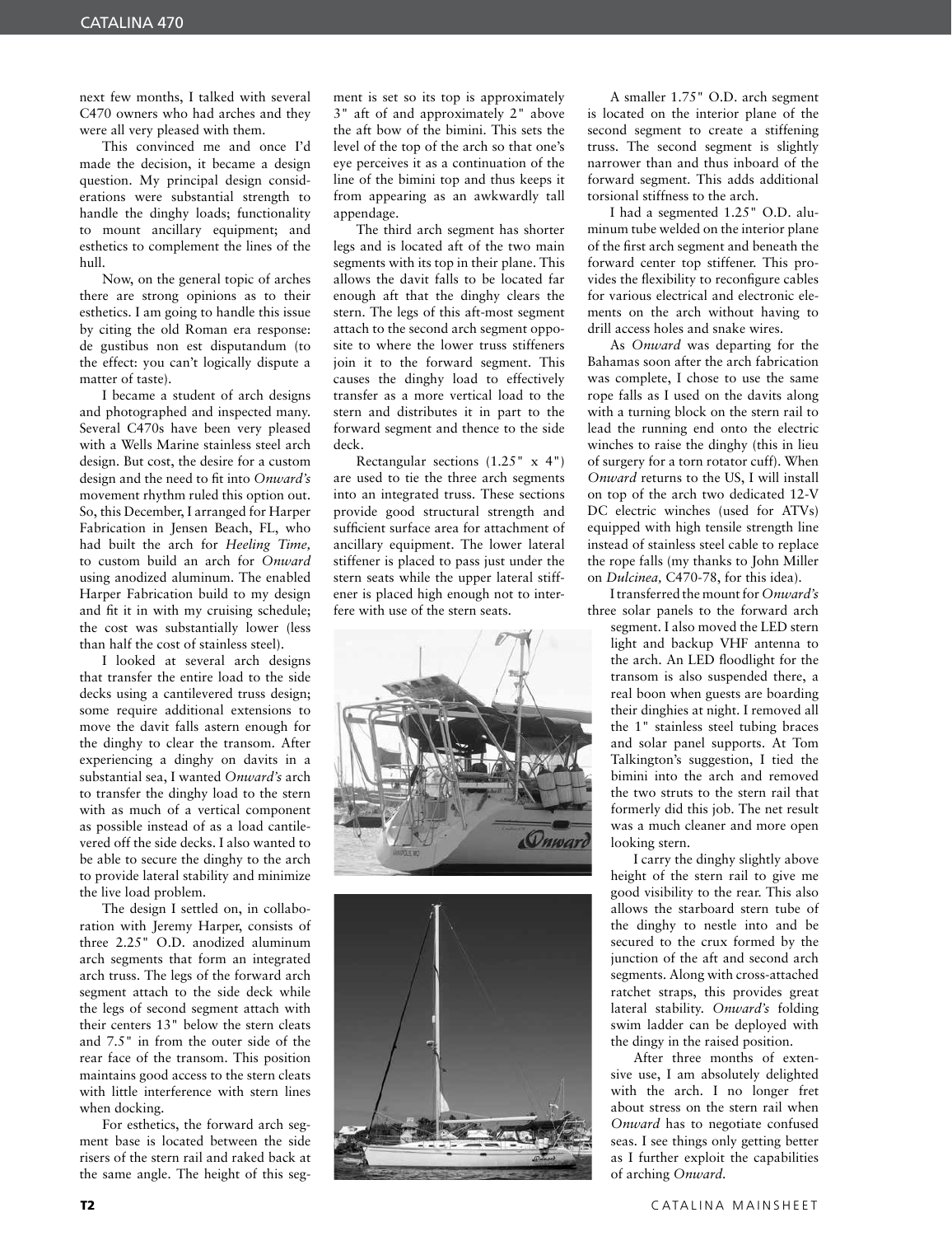next few months, I talked with several C470 owners who had arches and they were all very pleased with them.

This convinced me and once I'd made the decision, it became a design question. My principal design considerations were substantial strength to handle the dinghy loads; functionality to mount ancillary equipment; and esthetics to complement the lines of the hull.

Now, on the general topic of arches there are strong opinions as to their esthetics. I am going to handle this issue by citing the old Roman era response: de gustibus non est disputandum (to the effect: you can't logically dispute a matter of taste).

I became a student of arch designs and photographed and inspected many. Several C470s have been very pleased with a Wells Marine stainless steel arch design. But cost, the desire for a custom design and the need to fit into *Onward's* movement rhythm ruled this option out. So, this December, I arranged for Harper Fabrication in Jensen Beach, FL, who had built the arch for *Heeling Time,* to custom build an arch for *Onward* using anodized aluminum. The enabled Harper Fabrication build to my design and fit it in with my cruising schedule; the cost was substantially lower (less than half the cost of stainless steel).

I looked at several arch designs that transfer the entire load to the side decks using a cantilevered truss design; some require additional extensions to move the davit falls astern enough for the dinghy to clear the transom. After experiencing a dinghy on davits in a substantial sea, I wanted *Onward's* arch to transfer the dinghy load to the stern with as much of a vertical component as possible instead of as a load cantilevered off the side decks. I also wanted to be able to secure the dinghy to the arch to provide lateral stability and minimize the live load problem.

The design I settled on, in collaboration with Jeremy Harper, consists of three 2.25" O.D. anodized aluminum arch segments that form an integrated arch truss. The legs of the forward arch segment attach to the side deck while the legs of second segment attach with their centers 13" below the stern cleats and 7.5" in from the outer side of the rear face of the transom. This position maintains good access to the stern cleats with little interference with stern lines when docking.

For esthetics, the forward arch segment base is located between the side risers of the stern rail and raked back at the same angle. The height of this segment is set so its top is approximately 3" aft of and approximately 2" above the aft bow of the bimini. This sets the level of the top of the arch so that one's eye perceives it as a continuation of the line of the bimini top and thus keeps it from appearing as an awkwardly tall appendage.

The third arch segment has shorter legs and is located aft of the two main segments with its top in their plane. This allows the davit falls to be located far enough aft that the dinghy clears the stern. The legs of this aft-most segment attach to the second arch segment opposite to where the lower truss stiffeners join it to the forward segment. This causes the dinghy load to effectively transfer as a more vertical load to the stern and distributes it in part to the forward segment and thence to the side deck.

Rectangular sections (1.25" x 4") are used to tie the three arch segments into an integrated truss. These sections provide good structural strength and sufficient surface area for attachment of ancillary equipment. The lower lateral stiffener is placed to pass just under the stern seats while the upper lateral stiffener is placed high enough not to interfere with use of the stern seats.

A smaller 1.75" O.D. arch segment is located on the interior plane of the second segment to create a stiffening truss. The second segment is slightly narrower than and thus inboard of the forward segment. This adds additional torsional stiffness to the arch.

I had a segmented 1.25" O.D. aluminum tube welded on the interior plane of the first arch segment and beneath the forward center top stiffener. This provides the flexibility to reconfigure cables for various electrical and electronic elements on the arch without having to drill access holes and snake wires.

As *Onward* was departing for the Bahamas soon after the arch fabrication was complete, I chose to use the same rope falls as I used on the davits along with a turning block on the stern rail to lead the running end onto the electric winches to raise the dinghy (this in lieu of surgery for a torn rotator cuff). When *Onward* returns to the US, I will install on top of the arch two dedicated 12-V DC electric winches (used for ATVs) equipped with high tensile strength line instead of stainless steel cable to replace the rope falls (my thanks to John Miller on *Dulcinea,* C470-78, for this idea).

I transferred the mount for *Onward's* three solar panels to the forward arch segment. I also moved the LED stern light and backup VHF antenna to the arch. An LED floodlight for the transom is also suspended there, a real boon when guests are boarding their dinghies at night. I removed all the 1" stainless steel tubing braces and solar panel supports. At Tom Talkington's suggestion, I tied the bimini into the arch and removed the two struts to the stern rail that formerly did this job. The net result was a much cleaner and more open looking stern.

I carry the dinghy slightly above height of the stern rail to give me good visibility to the rear. This also allows the starboard stern tube of the dinghy to nestle into and be secured to the crux formed by the junction of the aft and second arch segments. Along with cross-attached ratchet straps, this provides great lateral stability. *Onward's* folding swim ladder can be deployed with the dingy in the raised position.

After three months of extensive use, I am absolutely delighted with the arch. I no longer fret about stress on the stern rail when *Onward* has to negotiate confused seas. I see things only getting better as I further exploit the capabilities of arching *Onward.*